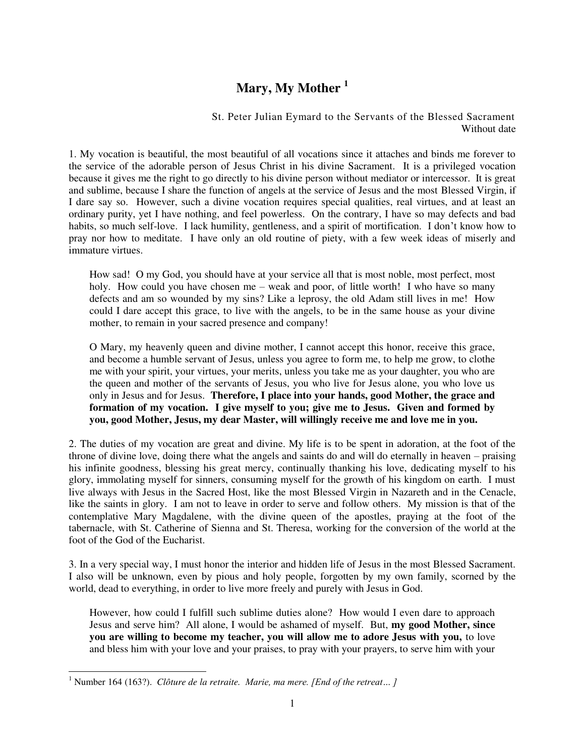# Mary, My Mother [1]

St. Peter Julian Eymard to the Servants of the Blessed Sacrament
Without date

1. My vocation is beautiful, the most beautiful of all vocations since it attaches and binds me forever to the service of the adorable person of Jesus Christ in his divine Sacrament. It is a privileged vocation because it gives me the right to go directly to his divine person without mediator or intercessor. It is great and sublime, because I share the function of angels at the service of Jesus and the most Blessed Virgin, if I dare say so. However, such a divine vocation requires special qualities, real virtues, and at least an ordinary purity, yet I have nothing, and feel powerless. On the contrary, I have so may defects and bad habits, so much self-love. I lack humility, gentleness, and a spirit of mortification. I don't know how to pray nor how to meditate. I have only an old routine of piety, with a few week ideas of miserly and immature virtues.

> How sad! O my God, you should have at your service all that is most noble, most perfect, most holy. How could you have chosen me – weak and poor, of little worth! I who have so many defects and am so wounded by my sins? Like a leprosy, the old Adam still lives in me! How could I dare accept this grace, to live with the angels, to be in the same house as your divine mother, to remain in your sacred presence and company!
>
> O Mary, my heavenly queen and divine mother, I cannot accept this honor, receive this grace, and become a humble servant of Jesus, unless you agree to form me, to help me grow, to clothe me with your spirit, your virtues, your merits, unless you take me as your daughter, you who are the queen and mother of the servants of Jesus, you who live for Jesus alone, you who love us only in Jesus and for Jesus. **Therefore, I place into your hands, good Mother, the grace and formation of my vocation. I give myself to you; give me to Jesus. Given and formed by you, good Mother, Jesus, my dear Master, will willingly receive me and love me in you.**

2. The duties of my vocation are great and divine. My life is to be spent in adoration, at the foot of the throne of divine love, doing there what the angels and saints do and will do eternally in heaven – praising his infinite goodness, blessing his great mercy, continually thanking his love, dedicating myself to his glory, immolating myself for sinners, consuming myself for the growth of his kingdom on earth. I must live always with Jesus in the Sacred Host, like the most Blessed Virgin in Nazareth and in the Cenacle, like the saints in glory. I am not to leave in order to serve and follow others. My mission is that of the contemplative Mary Magdalene, with the divine queen of the apostles, praying at the foot of the tabernacle, with St. Catherine of Sienna and St. Theresa, working for the conversion of the world at the foot of the God of the Eucharist.

3. In a very special way, I must honor the interior and hidden life of Jesus in the most Blessed Sacrament. I also will be unknown, even by pious and holy people, forgotten by my own family, scorned by the world, dead to everything, in order to live more freely and purely with Jesus in God.

> However, how could I fulfill such sublime duties alone? How would I even dare to approach Jesus and serve him? All alone, I would be ashamed of myself. But, **my good Mother, since you are willing to become my teacher, you will allow me to adore Jesus with you,** to love and bless him with your love and your praises, to pray with your prayers, to serve him with your

---

[1] Number 164 (163?). *Clôture de la retraite. Marie, ma mere. [End of the retreat… ]*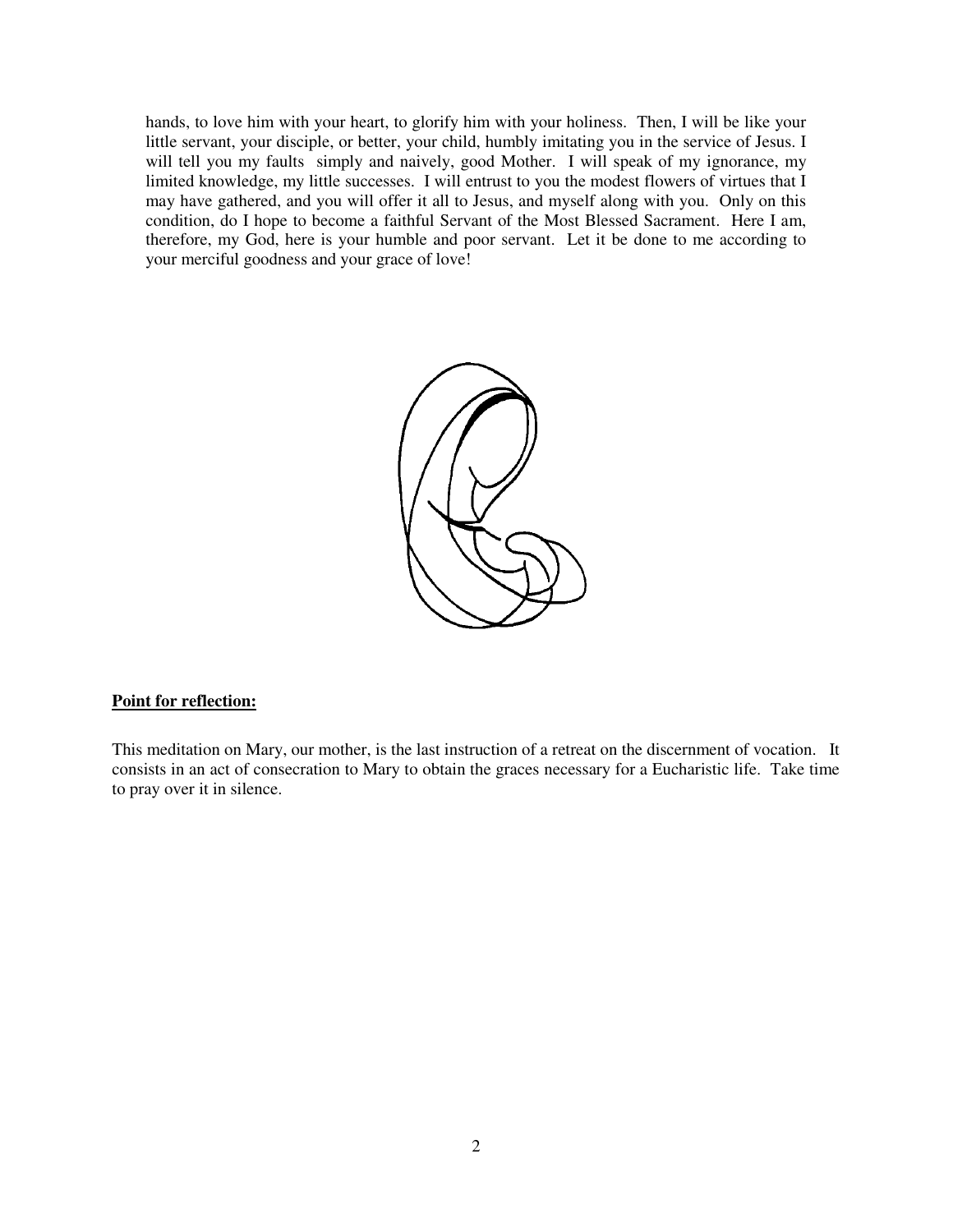hands, to love him with your heart, to glorify him with your holiness. Then, I will be like your little servant, your disciple, or better, your child, humbly imitating you in the service of Jesus. I will tell you my faults simply and naively, good Mother. I will speak of my ignorance, my limited knowledge, my little successes. I will entrust to you the modest flowers of virtues that I may have gathered, and you will offer it all to Jesus, and myself along with you. Only on this condition, do I hope to become a faithful Servant of the Most Blessed Sacrament. Here I am, therefore, my God, here is your humble and poor servant. Let it be done to me according to your merciful goodness and your grace of love!

**Point for reflection:**

This meditation on Mary, our mother, is the last instruction of a retreat on the discernment of vocation. It consists in an act of consecration to Mary to obtain the graces necessary for a Eucharistic life. Take time to pray over it in silence.